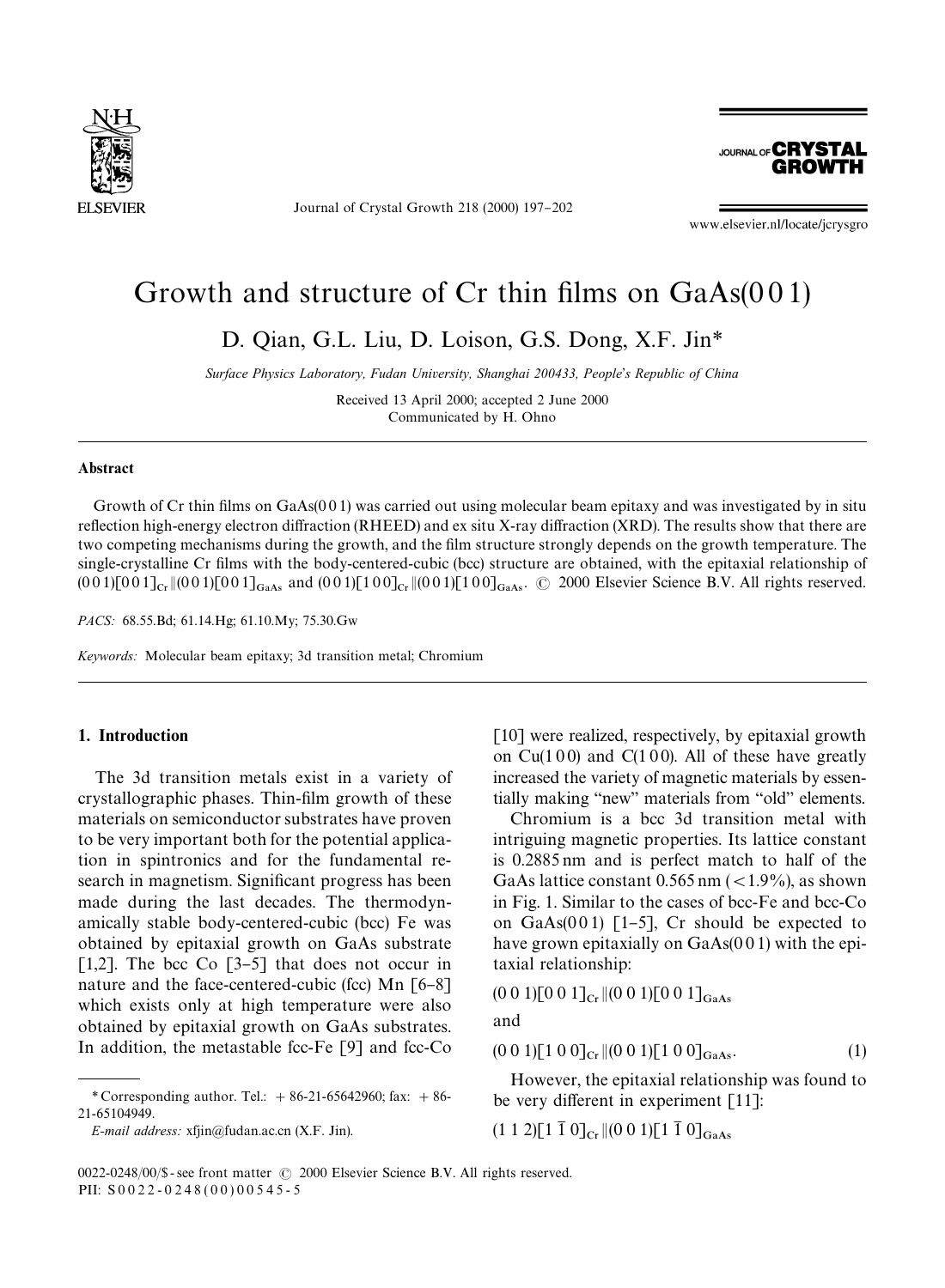# Growth and structure of Cr thin films on GaAs(0 0 1)

D. Qian, G.L. Liu, D. Loison, G.S. Dong, X.F. Jin*

*Surface Physics Laboratory, Fudan University, Shanghai 200433, People's Republic of China*

Received 13 April 2000; accepted 2 June 2000
Communicated by H. Ohno

## Abstract

Growth of Cr thin films on GaAs(0 0 1) was carried out using molecular beam epitaxy and was investigated by in situ reflection high-energy electron diffraction (RHEED) and ex situ X-ray diffraction (XRD). The results show that there are two competing mechanisms during the growth, and the film structure strongly depends on the growth temperature. The single-crystalline Cr films with the body-centered-cubic (bcc) structure are obtained, with the epitaxial relationship of $(0\,0\,1)[0\,0\,1]_{\mathrm{Cr}} \| (0\,0\,1)[0\,0\,1]_{\mathrm{GaAs}}$ and $(0\,0\,1)[1\,0\,0]_{\mathrm{Cr}} \| (0\,0\,1)[1\,0\,0]_{\mathrm{GaAs}}$. © 2000 Elsevier Science B.V. All rights reserved.

*PACS:* 68.55.Bd; 61.14.Hg; 61.10.My; 75.30.Gw

*Keywords:* Molecular beam epitaxy; 3d transition metal; Chromium

## 1. Introduction

The 3d transition metals exist in a variety of crystallographic phases. Thin-film growth of these materials on semiconductor substrates have proven to be very important both for the potential application in spintronics and for the fundamental research in magnetism. Significant progress has been made during the last decades. The thermodynamically stable body-centered-cubic (bcc) Fe was obtained by epitaxial growth on GaAs substrate [1,2]. The bcc Co [3–5] that does not occur in nature and the face-centered-cubic (fcc) Mn [6–8] which exists only at high temperature were also obtained by epitaxial growth on GaAs substrates. In addition, the metastable fcc-Fe [9] and fcc-Co [10] were realized, respectively, by epitaxial growth on Cu(1 0 0) and C(1 0 0). All of these have greatly increased the variety of magnetic materials by essentially making "new" materials from "old" elements.

Chromium is a bcc 3d transition metal with intriguing magnetic properties. Its lattice constant is 0.2885 nm and is perfect match to half of the GaAs lattice constant 0.565 nm (< 1.9%), as shown in Fig. 1. Similar to the cases of bcc-Fe and bcc-Co on GaAs(0 0 1) [1–5], Cr should be expected to have grown epitaxially on GaAs(0 0 1) with the epitaxial relationship:

$$(0\,0\,1)[0\,0\,1]_{\mathrm{Cr}} \| (0\,0\,1)[0\,0\,1]_{\mathrm{GaAs}}$$

and

$$(0\,0\,1)[1\,0\,0]_{\mathrm{Cr}} \| (0\,0\,1)[1\,0\,0]_{\mathrm{GaAs}}. \quad (1)$$

However, the epitaxial relationship was found to be very different in experiment [11]:

$$(1\,1\,2)[1\,\bar{1}\,0]_{\mathrm{Cr}} \| (0\,0\,1)[1\,\bar{1}\,0]_{\mathrm{GaAs}}$$

---

* Corresponding author. Tel.: + 86-21-65642960; fax: + 86-21-65104949.

*E-mail address:* xfjin@fudan.ac.cn (X.F. Jin).

0022-0248/00/$ - see front matter © 2000 Elsevier Science B.V. All rights reserved.
PII: S0022-0248(00)00545-5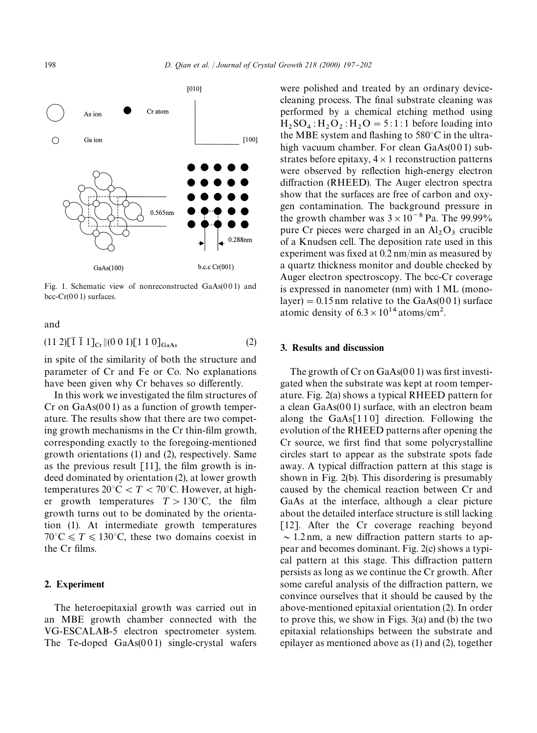Fig. 1. Schematic view of nonreconstructed GaAs(0 0 1) and bcc-Cr(0 0 1) surfaces.

and

$$(1\,1\,2)[\bar{1}\,\bar{1}\,1]_{Cr} \| (0\,0\,1)[1\,1\,0]_{GaAs} \quad (2)$$

in spite of the similarity of both the structure and parameter of Cr and Fe or Co. No explanations have been given why Cr behaves so differently.

In this work we investigated the film structures of Cr on GaAs(0 0 1) as a function of growth temperature. The results show that there are two competing growth mechanisms in the Cr thin-film growth, corresponding exactly to the foregoing-mentioned growth orientations (1) and (2), respectively. Same as the previous result [11], the film growth is indeed dominated by orientation (2), at lower growth temperatures $20°C < T < 70°C$. However, at higher growth temperatures $T > 130°C$, the film growth turns out to be dominated by the orientation (1). At intermediate growth temperatures $70°C \leqslant T \leqslant 130°C$, these two domains coexist in the Cr films.

## 2. Experiment

The heteroepitaxial growth was carried out in an MBE growth chamber connected with the VG-ESCALAB-5 electron spectrometer system. The Te-doped GaAs(0 0 1) single-crystal wafers were polished and treated by an ordinary device-cleaning process. The final substrate cleaning was performed by a chemical etching method using $H_2SO_4 : H_2O_2 : H_2O = 5:1:1$ before loading into the MBE system and flashing to 580°C in the ultra-high vacuum chamber. For clean GaAs(0 0 1) substrates before epitaxy, $4 \times 1$ reconstruction patterns were observed by reflection high-energy electron diffraction (RHEED). The Auger electron spectra show that the surfaces are free of carbon and oxygen contamination. The background pressure in the growth chamber was $3 \times 10^{-8}$ Pa. The 99.99% pure Cr pieces were charged in an $Al_2O_3$ crucible of a Knudsen cell. The deposition rate used in this experiment was fixed at 0.2 nm/min as measured by a quartz thickness monitor and double checked by Auger electron spectroscopy. The bcc-Cr coverage is expressed in nanometer (nm) with 1 ML (monolayer) = 0.15 nm relative to the GaAs(0 0 1) surface atomic density of $6.3 \times 10^{14}$ atoms/cm$^2$.

## 3. Results and discussion

The growth of Cr on GaAs(0 0 1) was first investigated when the substrate was kept at room temperature. Fig. 2(a) shows a typical RHEED pattern for a clean GaAs(0 0 1) surface, with an electron beam along the GaAs[1 1 0] direction. Following the evolution of the RHEED patterns after opening the Cr source, we first find that some polycrystalline circles start to appear as the substrate spots fade away. A typical diffraction pattern at this stage is shown in Fig. 2(b). This disordering is presumably caused by the chemical reaction between Cr and GaAs at the interface, although a clear picture about the detailed interface structure is still lacking [12]. After the Cr coverage reaching beyond ~1.2 nm, a new diffraction pattern starts to appear and becomes dominant. Fig. 2(c) shows a typical pattern at this stage. This diffraction pattern persists as long as we continue the Cr growth. After some careful analysis of the diffraction pattern, we convince ourselves that it should be caused by the above-mentioned epitaxial orientation (2). In order to prove this, we show in Figs. 3(a) and (b) the two epitaxial relationships between the substrate and epilayer as mentioned above as (1) and (2), together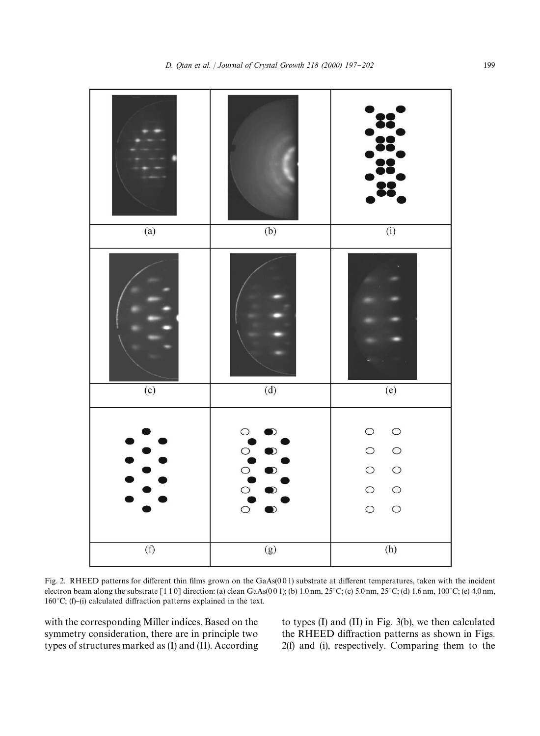Fig. 2. RHEED patterns for different thin films grown on the GaAs(0 0 1) substrate at different temperatures, taken with the incident electron beam along the substrate [1 1 0] direction: (a) clean GaAs(0 0 1); (b) 1.0 nm, 25°C; (c) 5.0 nm, 25°C; (d) 1.6 nm, 100°C; (e) 4.0 nm, 160°C; (f)–(i) calculated diffraction patterns explained in the text.

with the corresponding Miller indices. Based on the symmetry consideration, there are in principle two types of structures marked as (I) and (II). According to types (I) and (II) in Fig. 3(b), we then calculated the RHEED diffraction patterns as shown in Figs. 2(f) and (i), respectively. Comparing them to the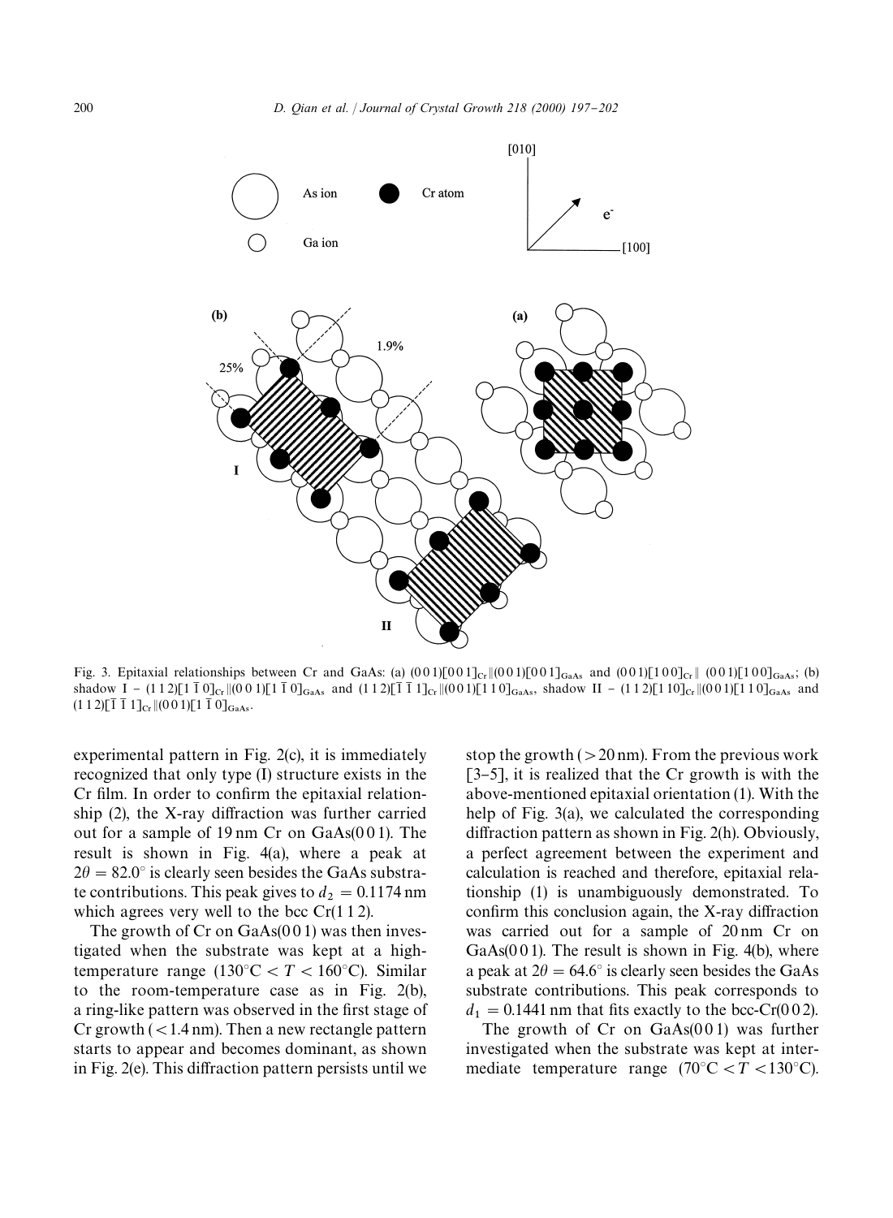Fig. 3. Epitaxial relationships between Cr and GaAs: (a) $(0\,0\,1)[0\,0\,1]_{Cr} \| (0\,0\,1)[0\,0\,1]_{GaAs}$ and $(0\,0\,1)[1\,0\,0]_{Cr} \| (0\,0\,1)[1\,0\,0]_{GaAs}$; (b) shadow I – $(1\,1\,2)[1\,\bar{1}\,0]_{Cr} \| (0\,0\,1)[1\,\bar{1}\,0]_{GaAs}$ and $(1\,1\,2)[\bar{1}\,\bar{1}\,1]_{Cr} \| (0\,0\,1)[1\,1\,0]_{GaAs}$, shadow II – $(1\,1\,2)[1\,1\,0]_{Cr} \| (0\,0\,1)[1\,1\,0]_{GaAs}$ and $(1\,1\,2)[\bar{1}\,\bar{1}\,1]_{Cr} \| (0\,0\,1)[1\,\bar{1}\,0]_{GaAs}$.

experimental pattern in Fig. 2(c), it is immediately recognized that only type (I) structure exists in the Cr film. In order to confirm the epitaxial relationship (2), the X-ray diffraction was further carried out for a sample of 19 nm Cr on GaAs(0 0 1). The result is shown in Fig. 4(a), where a peak at $2\theta = 82.0°$ is clearly seen besides the GaAs substrate contributions. This peak gives to $d_2 = 0.1174$ nm which agrees very well to the bcc Cr(1 1 2).

The growth of Cr on GaAs(0 0 1) was then investigated when the substrate was kept at a high-temperature range ($130°\text{C} < T < 160°\text{C}$). Similar to the room-temperature case as in Fig. 2(b), a ring-like pattern was observed in the first stage of Cr growth ($<1.4$ nm). Then a new rectangle pattern starts to appear and becomes dominant, as shown in Fig. 2(e). This diffraction pattern persists until we stop the growth ($>20$ nm). From the previous work [3–5], it is realized that the Cr growth is with the above-mentioned epitaxial orientation (1). With the help of Fig. 3(a), we calculated the corresponding diffraction pattern as shown in Fig. 2(h). Obviously, a perfect agreement between the experiment and calculation is reached and therefore, epitaxial relationship (1) is unambiguously demonstrated. To confirm this conclusion again, the X-ray diffraction was carried out for a sample of 20 nm Cr on GaAs(0 0 1). The result is shown in Fig. 4(b), where a peak at $2\theta = 64.6°$ is clearly seen besides the GaAs substrate contributions. This peak corresponds to $d_1 = 0.1441$ nm that fits exactly to the bcc-Cr(0 0 2).

The growth of Cr on GaAs(0 0 1) was further investigated when the substrate was kept at intermediate temperature range ($70°\text{C} < T < 130°\text{C}$).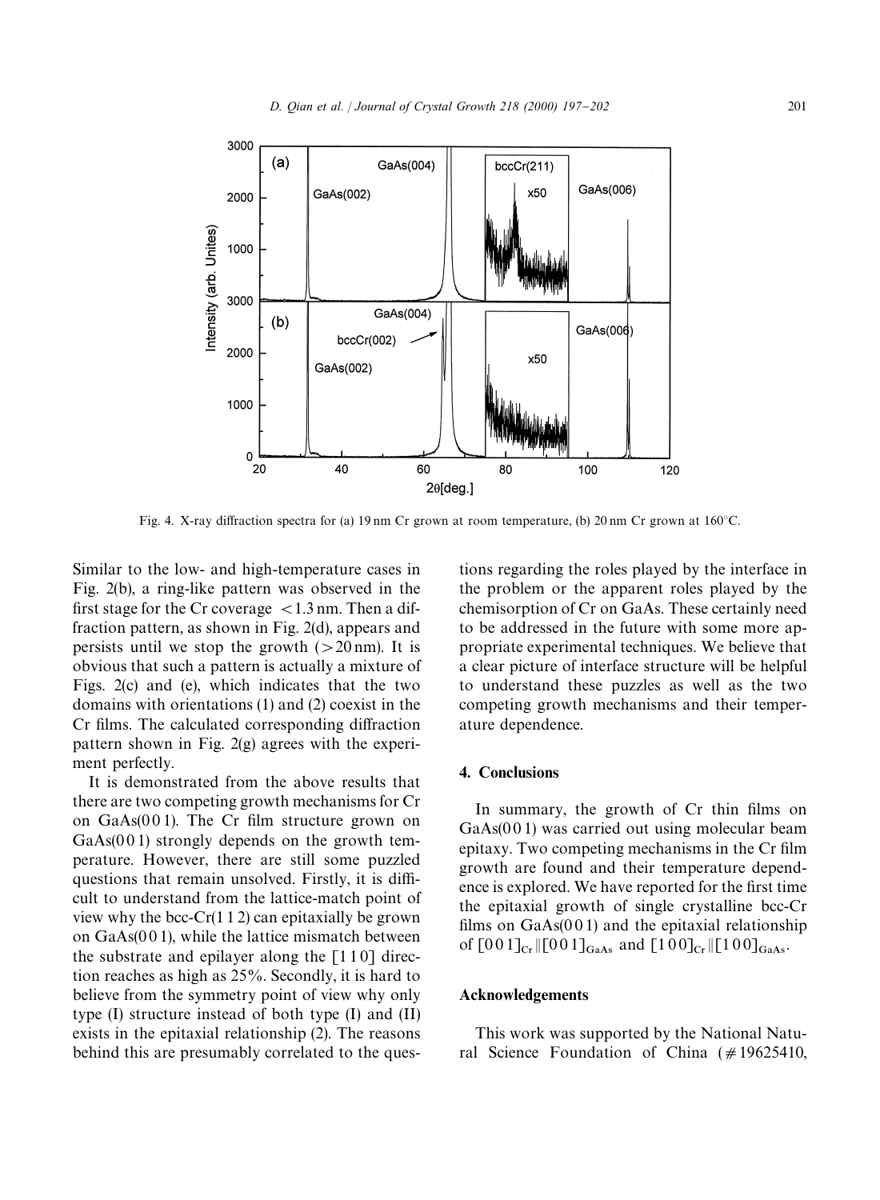Fig. 4. X-ray diffraction spectra for (a) 19 nm Cr grown at room temperature, (b) 20 nm Cr grown at 160°C.

Similar to the low- and high-temperature cases in Fig. 2(b), a ring-like pattern was observed in the first stage for the Cr coverage $<1.3$ nm. Then a diffraction pattern, as shown in Fig. 2(d), appears and persists until we stop the growth ($>20$ nm). It is obvious that such a pattern is actually a mixture of Figs. 2(c) and (e), which indicates that the two domains with orientations (1) and (2) coexist in the Cr films. The calculated corresponding diffraction pattern shown in Fig. 2(g) agrees with the experiment perfectly.

It is demonstrated from the above results that there are two competing growth mechanisms for Cr on GaAs(0 0 1). The Cr film structure grown on GaAs(0 0 1) strongly depends on the growth temperature. However, there are still some puzzled questions that remain unsolved. Firstly, it is difficult to understand from the lattice-match point of view why the bcc-Cr(1 1 2) can epitaxially be grown on GaAs(0 0 1), while the lattice mismatch between the substrate and epilayer along the [1 1 0] direction reaches as high as 25%. Secondly, it is hard to believe from the symmetry point of view why only type (I) structure instead of both type (I) and (II) exists in the epitaxial relationship (2). The reasons behind this are presumably correlated to the questions regarding the roles played by the interface in the problem or the apparent roles played by the chemisorption of Cr on GaAs. These certainly need to be addressed in the future with some more appropriate experimental techniques. We believe that a clear picture of interface structure will be helpful to understand these puzzles as well as the two competing growth mechanisms and their temperature dependence.

## 4. Conclusions

In summary, the growth of Cr thin films on GaAs(0 0 1) was carried out using molecular beam epitaxy. Two competing mechanisms in the Cr film growth are found and their temperature dependence is explored. We have reported for the first time the epitaxial growth of single crystalline bcc-Cr films on GaAs(0 0 1) and the epitaxial relationship of $[0\,0\,1]_{\mathrm{Cr}} \| [0\,0\,1]_{\mathrm{GaAs}}$ and $[1\,0\,0]_{\mathrm{Cr}} \| [1\,0\,0]_{\mathrm{GaAs}}$.

## Acknowledgements

This work was supported by the National Natural Science Foundation of China (#19625410,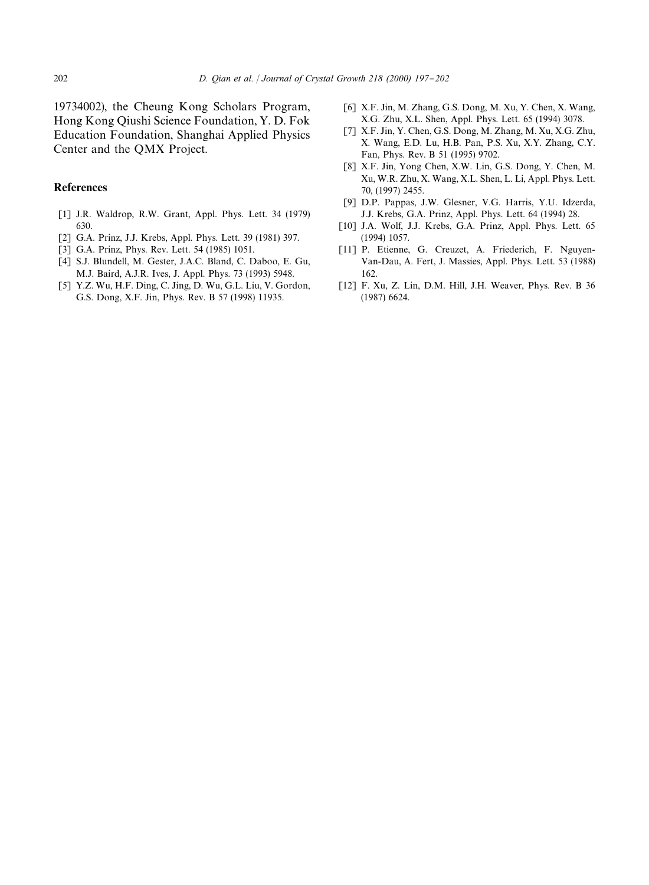19734002), the Cheung Kong Scholars Program, Hong Kong Qiushi Science Foundation, Y. D. Fok Education Foundation, Shanghai Applied Physics Center and the QMX Project.

## References

[1] J.R. Waldrop, R.W. Grant, Appl. Phys. Lett. 34 (1979) 630.

[2] G.A. Prinz, J.J. Krebs, Appl. Phys. Lett. 39 (1981) 397.

[3] G.A. Prinz, Phys. Rev. Lett. 54 (1985) 1051.

[4] S.J. Blundell, M. Gester, J.A.C. Bland, C. Daboo, E. Gu, M.J. Baird, A.J.R. Ives, J. Appl. Phys. 73 (1993) 5948.

[5] Y.Z. Wu, H.F. Ding, C. Jing, D. Wu, G.L. Liu, V. Gordon, G.S. Dong, X.F. Jin, Phys. Rev. B 57 (1998) 11935.

[6] X.F. Jin, M. Zhang, G.S. Dong, M. Xu, Y. Chen, X. Wang, X.G. Zhu, X.L. Shen, Appl. Phys. Lett. 65 (1994) 3078.

[7] X.F. Jin, Y. Chen, G.S. Dong, M. Zhang, M. Xu, X.G. Zhu, X. Wang, E.D. Lu, H.B. Pan, P.S. Xu, X.Y. Zhang, C.Y. Fan, Phys. Rev. B 51 (1995) 9702.

[8] X.F. Jin, Yong Chen, X.W. Lin, G.S. Dong, Y. Chen, M. Xu, W.R. Zhu, X. Wang, X.L. Shen, L. Li, Appl. Phys. Lett. 70, (1997) 2455.

[9] D.P. Pappas, J.W. Glesner, V.G. Harris, Y.U. Idzerda, J.J. Krebs, G.A. Prinz, Appl. Phys. Lett. 64 (1994) 28.

[10] J.A. Wolf, J.J. Krebs, G.A. Prinz, Appl. Phys. Lett. 65 (1994) 1057.

[11] P. Etienne, G. Creuzet, A. Friederich, F. Nguyen-Van-Dau, A. Fert, J. Massies, Appl. Phys. Lett. 53 (1988) 162.

[12] F. Xu, Z. Lin, D.M. Hill, J.H. Weaver, Phys. Rev. B 36 (1987) 6624.